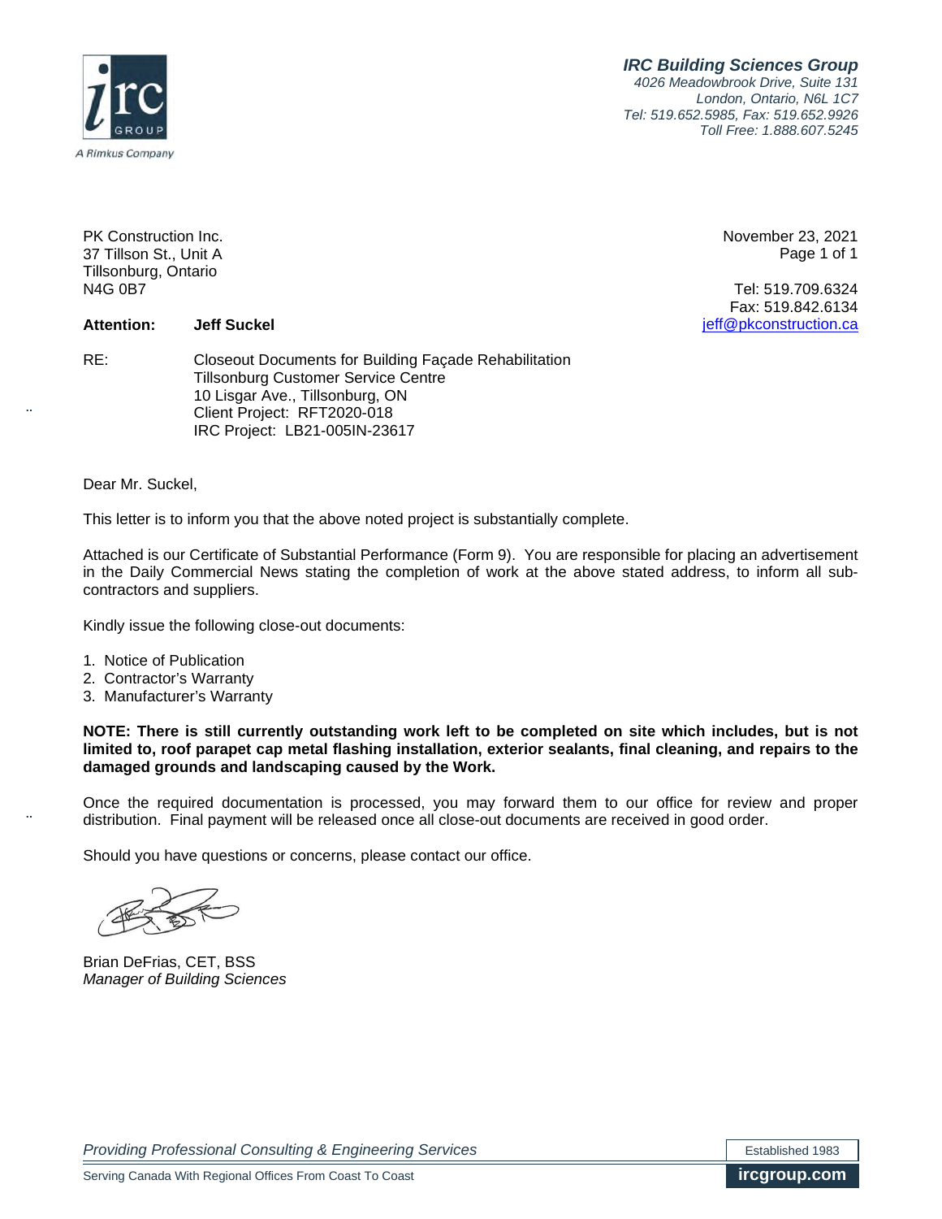**IRC Building Sciences Group**
*4026 Meadowbrook Drive, Suite 131*
*London, Ontario, N6L 1C7*
*Tel: 519.652.5985, Fax: 519.652.9926*
*Toll Free: 1.888.607.5245*

A Rimkus Company

PK Construction Inc.
37 Tillson St., Unit A
Tillsonburg, Ontario
N4G 0B7

November 23, 2021
Page 1 of 1

Tel: 519.709.6324
Fax: 519.842.6134
jeff@pkconstruction.ca

**Attention: Jeff Suckel**

RE: Closeout Documents for Building Façade Rehabilitation
Tillsonburg Customer Service Centre
10 Lisgar Ave., Tillsonburg, ON
Client Project: RFT2020-018
IRC Project: LB21-005IN-23617

Dear Mr. Suckel,

This letter is to inform you that the above noted project is substantially complete.

Attached is our Certificate of Substantial Performance (Form 9). You are responsible for placing an advertisement in the Daily Commercial News stating the completion of work at the above stated address, to inform all sub-contractors and suppliers.

Kindly issue the following close-out documents:

1. Notice of Publication
2. Contractor's Warranty
3. Manufacturer's Warranty

**NOTE: There is still currently outstanding work left to be completed on site which includes, but is not limited to, roof parapet cap metal flashing installation, exterior sealants, final cleaning, and repairs to the damaged grounds and landscaping caused by the Work.**

Once the required documentation is processed, you may forward them to our office for review and proper distribution. Final payment will be released once all close-out documents are received in good order.

Should you have questions or concerns, please contact our office.

Brian DeFrias, CET, BSS
*Manager of Building Sciences*

*Providing Professional Consulting & Engineering Services*
Established 1983
Serving Canada With Regional Offices From Coast To Coast
**ircgroup.com**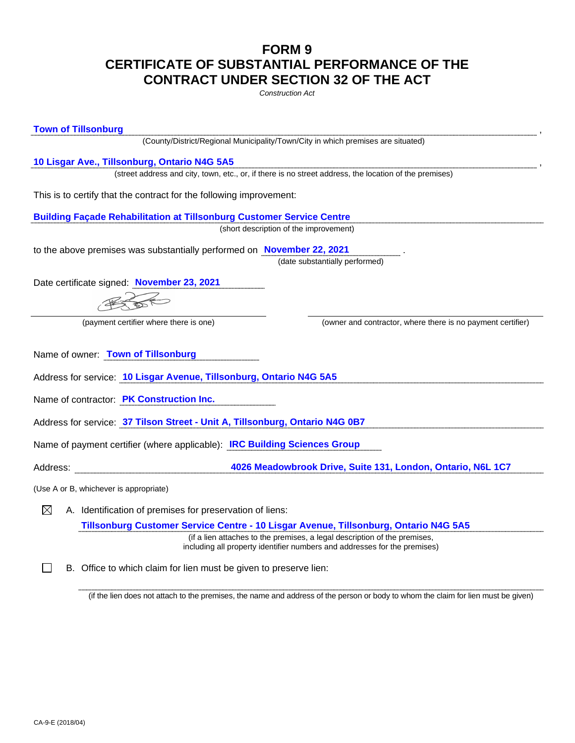# FORM 9
# CERTIFICATE OF SUBSTANTIAL PERFORMANCE OF THE CONTRACT UNDER SECTION 32 OF THE ACT

*Construction Act*

**Town of Tillsonburg** ,
(County/District/Regional Municipality/Town/City in which premises are situated)

**10 Lisgar Ave., Tillsonburg, Ontario N4G 5A5** ,
(street address and city, town, etc., or, if there is no street address, the location of the premises)

This is to certify that the contract for the following improvement:

**Building Façade Rehabilitation at Tillsonburg Customer Service Centre**
(short description of the improvement)

to the above premises was substantially performed on **November 22, 2021** .
(date substantially performed)

Date certificate signed: **November 23, 2021**

(payment certifier where there is one)

(owner and contractor, where there is no payment certifier)

Name of owner: **Town of Tillsonburg**

Address for service: **10 Lisgar Avenue, Tillsonburg, Ontario N4G 5A5**

Name of contractor: **PK Construction Inc.**

Address for service: **37 Tilson Street - Unit A, Tillsonburg, Ontario N4G 0B7**

Name of payment certifier (where applicable): **IRC Building Sciences Group**

Address: **4026 Meadowbrook Drive, Suite 131, London, Ontario, N6L 1C7**

(Use A or B, whichever is appropriate)

☒ A. Identification of premises for preservation of liens:

**Tillsonburg Customer Service Centre - 10 Lisgar Avenue, Tillsonburg, Ontario N4G 5A5**
(if a lien attaches to the premises, a legal description of the premises, including all property identifier numbers and addresses for the premises)

☐ B. Office to which claim for lien must be given to preserve lien:

(if the lien does not attach to the premises, the name and address of the person or body to whom the claim for lien must be given)

CA-9-E (2018/04)